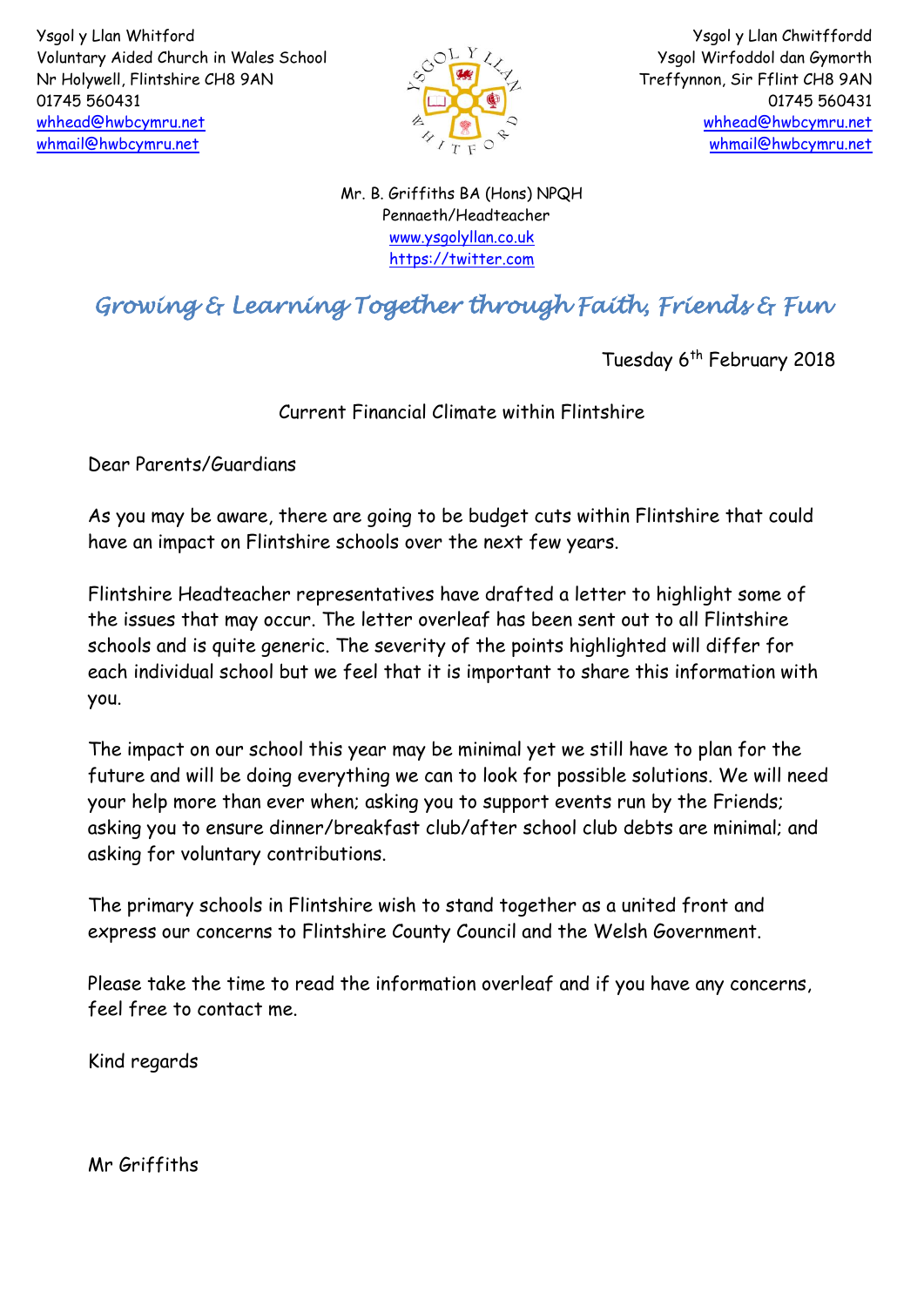Ysgol y Llan Whitford
Voluntary Aided Church in Wales School
Nr Holywell, Flintshire CH8 9AN
01745 560431
whhead@hwbcymru.net
whmail@hwbcymru.net

Ysgol y Llan Chwitffordd
Ysgol Wirfoddol dan Gymorth
Treffynnon, Sir Fflint CH8 9AN
01745 560431
whhead@hwbcymru.net
whmail@hwbcymru.net

Mr. B. Griffiths BA (Hons) NPQH
Pennaeth/Headteacher
www.ysgolyllan.co.uk
https://twitter.com

*Growing & Learning Together through Faith, Friends & Fun*

Tuesday 6th February 2018

Current Financial Climate within Flintshire

Dear Parents/Guardians

As you may be aware, there are going to be budget cuts within Flintshire that could have an impact on Flintshire schools over the next few years.

Flintshire Headteacher representatives have drafted a letter to highlight some of the issues that may occur. The letter overleaf has been sent out to all Flintshire schools and is quite generic. The severity of the points highlighted will differ for each individual school but we feel that it is important to share this information with you.

The impact on our school this year may be minimal yet we still have to plan for the future and will be doing everything we can to look for possible solutions. We will need your help more than ever when; asking you to support events run by the Friends; asking you to ensure dinner/breakfast club/after school club debts are minimal; and asking for voluntary contributions.

The primary schools in Flintshire wish to stand together as a united front and express our concerns to Flintshire County Council and the Welsh Government.

Please take the time to read the information overleaf and if you have any concerns, feel free to contact me.

Kind regards

Mr Griffiths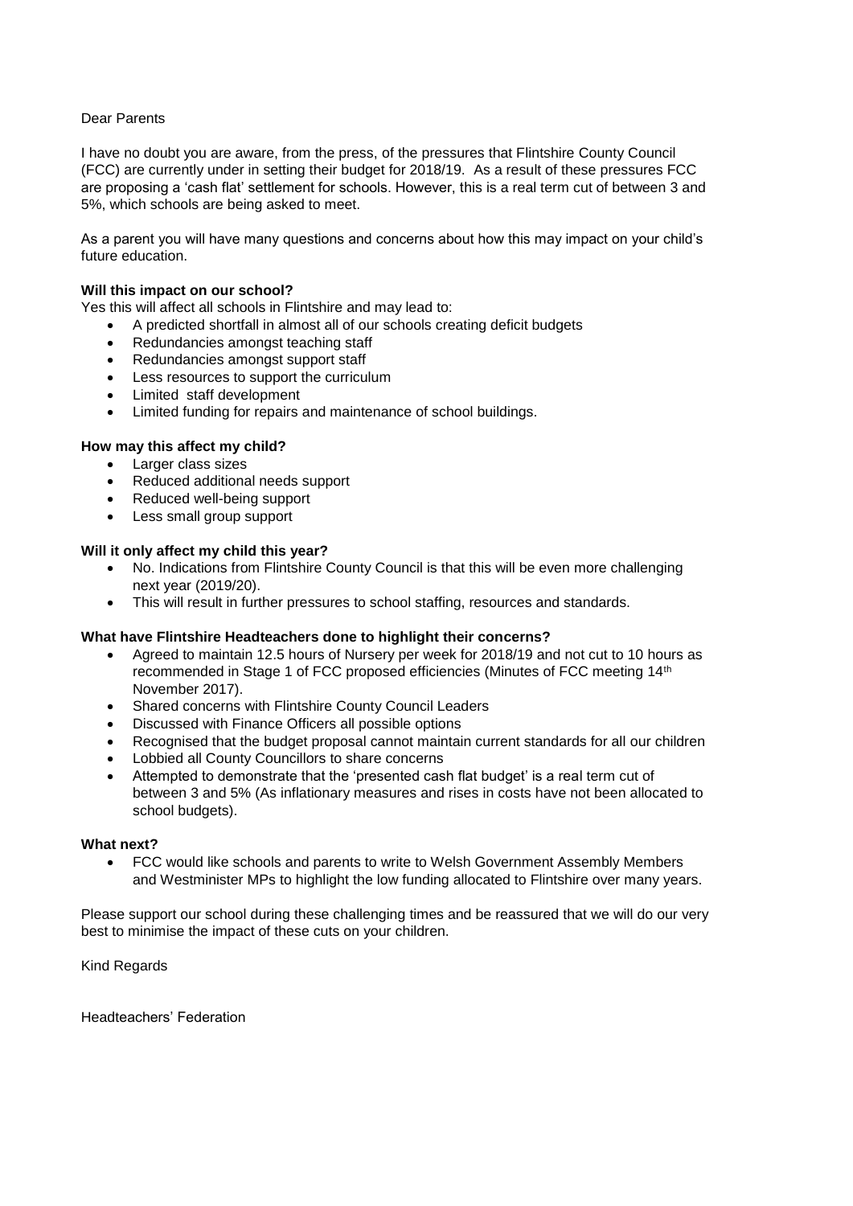Dear Parents

I have no doubt you are aware, from the press, of the pressures that Flintshire County Council (FCC) are currently under in setting their budget for 2018/19. As a result of these pressures FCC are proposing a 'cash flat' settlement for schools. However, this is a real term cut of between 3 and 5%, which schools are being asked to meet.

As a parent you will have many questions and concerns about how this may impact on your child's future education.

**Will this impact on our school?**

Yes this will affect all schools in Flintshire and may lead to:

- A predicted shortfall in almost all of our schools creating deficit budgets
- Redundancies amongst teaching staff
- Redundancies amongst support staff
- Less resources to support the curriculum
- Limited staff development
- Limited funding for repairs and maintenance of school buildings.

**How may this affect my child?**

- Larger class sizes
- Reduced additional needs support
- Reduced well-being support
- Less small group support

**Will it only affect my child this year?**

- No. Indications from Flintshire County Council is that this will be even more challenging next year (2019/20).
- This will result in further pressures to school staffing, resources and standards.

**What have Flintshire Headteachers done to highlight their concerns?**

- Agreed to maintain 12.5 hours of Nursery per week for 2018/19 and not cut to 10 hours as recommended in Stage 1 of FCC proposed efficiencies (Minutes of FCC meeting 14th November 2017).
- Shared concerns with Flintshire County Council Leaders
- Discussed with Finance Officers all possible options
- Recognised that the budget proposal cannot maintain current standards for all our children
- Lobbied all County Councillors to share concerns
- Attempted to demonstrate that the 'presented cash flat budget' is a real term cut of between 3 and 5% (As inflationary measures and rises in costs have not been allocated to school budgets).

**What next?**

- FCC would like schools and parents to write to Welsh Government Assembly Members and Westminister MPs to highlight the low funding allocated to Flintshire over many years.

Please support our school during these challenging times and be reassured that we will do our very best to minimise the impact of these cuts on your children.

Kind Regards

Headteachers' Federation